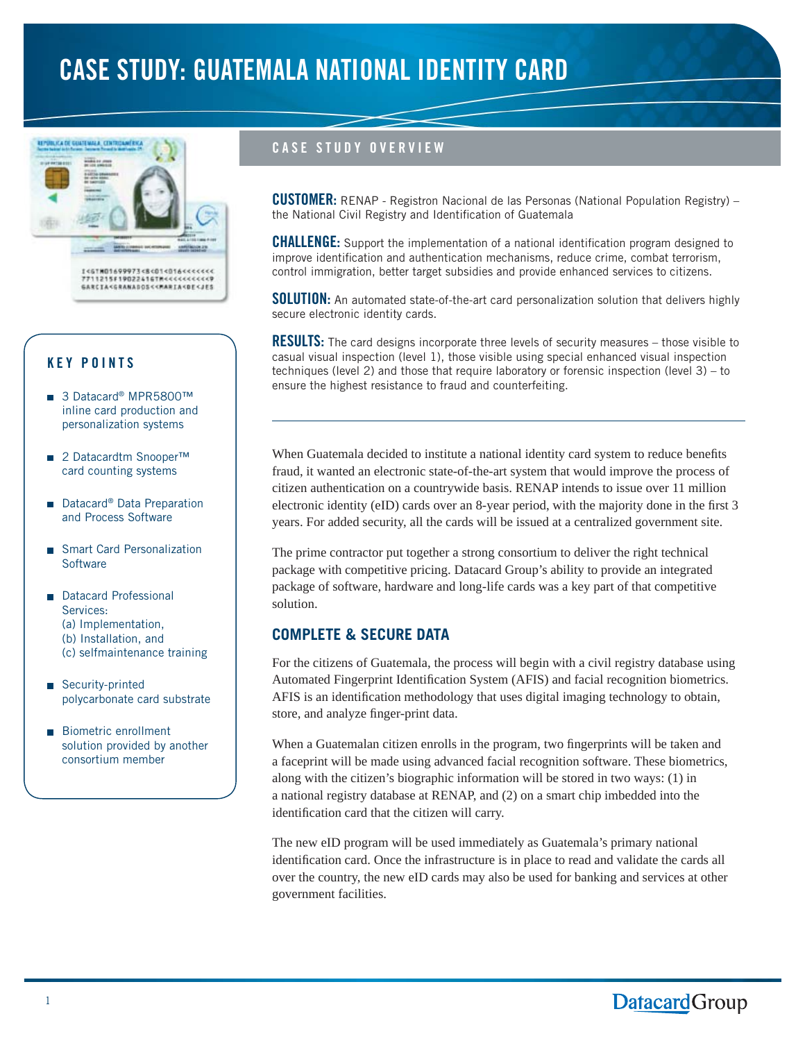# CASE STUDY: GUATEMALA NATIONAL IDENTITY CARD

## KEY POINTS

- 3 Datacard® MPR5800™ inline card production and personalization systems
- 2 Datacardtm Snooper™ card counting systems
- Datacard® Data Preparation and Process Software
- Smart Card Personalization Software
- Datacard Professional Services:
  (a) Implementation,
  (b) Installation, and
  (c) selfmaintenance training
- Security-printed polycarbonate card substrate
- Biometric enrollment solution provided by another consortium member

## CASE STUDY OVERVIEW

**CUSTOMER:** RENAP - Registron Nacional de las Personas (National Population Registry) – the National Civil Registry and Identification of Guatemala

**CHALLENGE:** Support the implementation of a national identification program designed to improve identification and authentication mechanisms, reduce crime, combat terrorism, control immigration, better target subsidies and provide enhanced services to citizens.

**SOLUTION:** An automated state-of-the-art card personalization solution that delivers highly secure electronic identity cards.

**RESULTS:** The card designs incorporate three levels of security measures – those visible to casual visual inspection (level 1), those visible using special enhanced visual inspection techniques (level 2) and those that require laboratory or forensic inspection (level 3) – to ensure the highest resistance to fraud and counterfeiting.

---

When Guatemala decided to institute a national identity card system to reduce benefits fraud, it wanted an electronic state-of-the-art system that would improve the process of citizen authentication on a countrywide basis. RENAP intends to issue over 11 million electronic identity (eID) cards over an 8-year period, with the majority done in the first 3 years. For added security, all the cards will be issued at a centralized government site.

The prime contractor put together a strong consortium to deliver the right technical package with competitive pricing. Datacard Group's ability to provide an integrated package of software, hardware and long-life cards was a key part of that competitive solution.

## COMPLETE & SECURE DATA

For the citizens of Guatemala, the process will begin with a civil registry database using Automated Fingerprint Identification System (AFIS) and facial recognition biometrics. AFIS is an identification methodology that uses digital imaging technology to obtain, store, and analyze finger-print data.

When a Guatemalan citizen enrolls in the program, two fingerprints will be taken and a faceprint will be made using advanced facial recognition software. These biometrics, along with the citizen's biographic information will be stored in two ways: (1) in a national registry database at RENAP, and (2) on a smart chip imbedded into the identification card that the citizen will carry.

The new eID program will be used immediately as Guatemala's primary national identification card. Once the infrastructure is in place to read and validate the cards all over the country, the new eID cards may also be used for banking and services at other government facilities.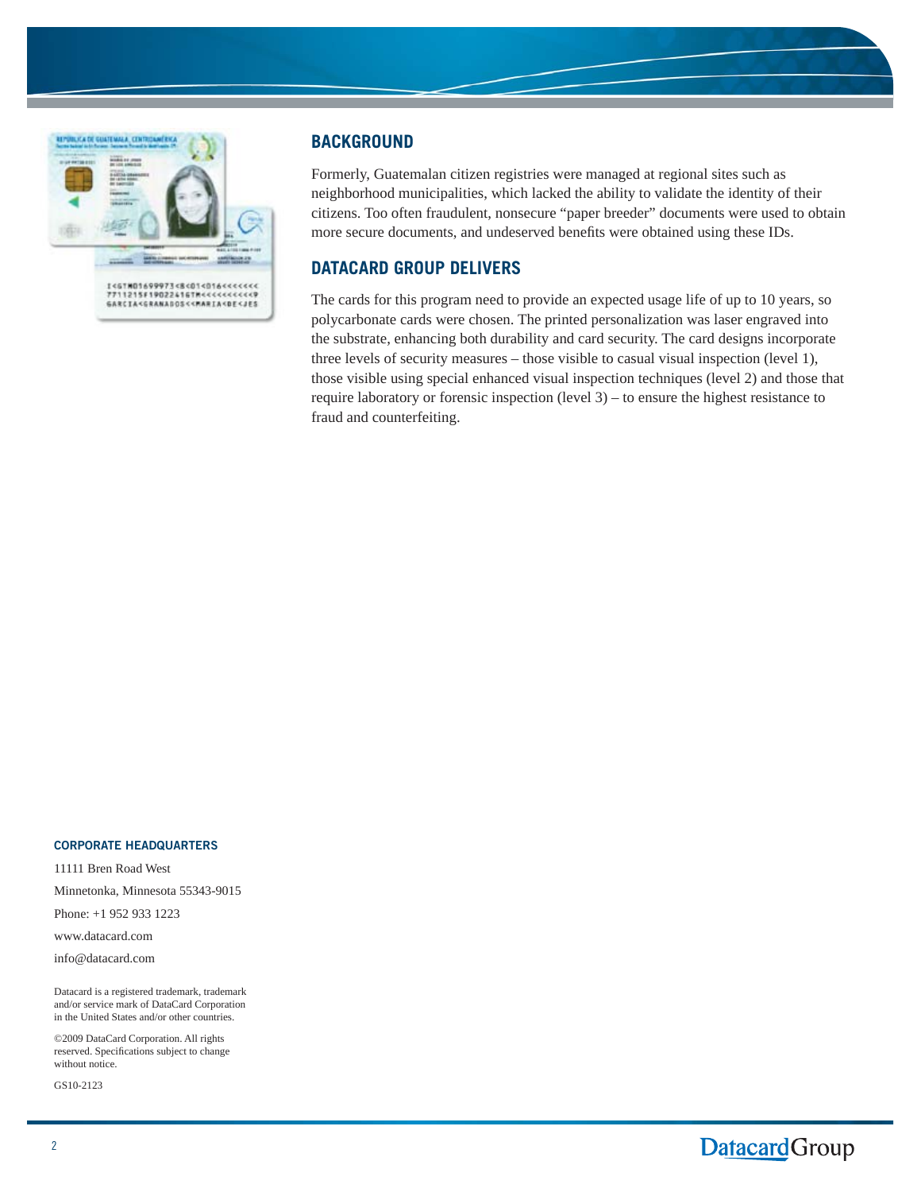## BACKGROUND

Formerly, Guatemalan citizen registries were managed at regional sites such as neighborhood municipalities, which lacked the ability to validate the identity of their citizens. Too often fraudulent, nonsecure "paper breeder" documents were used to obtain more secure documents, and undeserved benefits were obtained using these IDs.

## DATACARD GROUP DELIVERS

The cards for this program need to provide an expected usage life of up to 10 years, so polycarbonate cards were chosen. The printed personalization was laser engraved into the substrate, enhancing both durability and card security. The card designs incorporate three levels of security measures – those visible to casual visual inspection (level 1), those visible using special enhanced visual inspection techniques (level 2) and those that require laboratory or forensic inspection (level 3) – to ensure the highest resistance to fraud and counterfeiting.

### CORPORATE HEADQUARTERS

11111 Bren Road West

Minnetonka, Minnesota 55343-9015

Phone: +1 952 933 1223

www.datacard.com

info@datacard.com

Datacard is a registered trademark, trademark and/or service mark of DataCard Corporation in the United States and/or other countries.

©2009 DataCard Corporation. All rights reserved. Specifications subject to change without notice.

GS10-2123

DatacardGroup